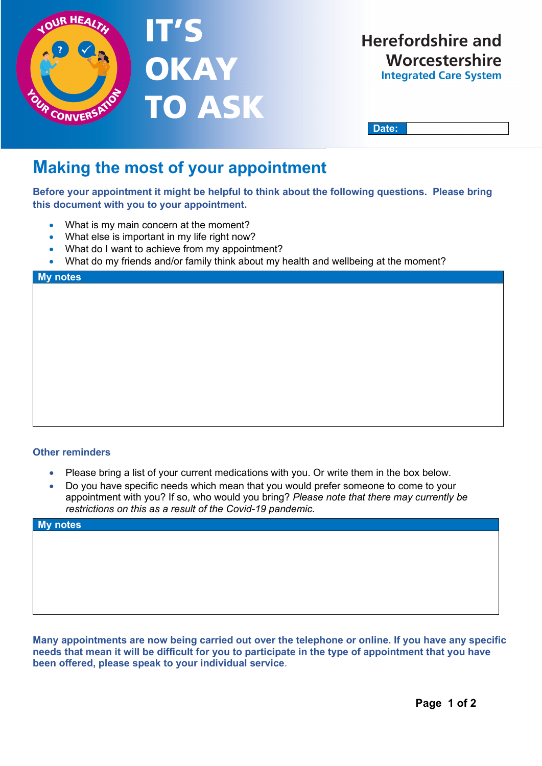# IT'S OKAY TO ASK

**Herefordshire and Worcestershire**
**Integrated Care System**

| **Date:** | |
|---|---|

## Making the most of your appointment

**Before your appointment it might be helpful to think about the following questions. Please bring this document with you to your appointment.**

- What is my main concern at the moment?
- What else is important in my life right now?
- What do I want to achieve from my appointment?
- What do my friends and/or family think about my health and wellbeing at the moment?

| **My notes** |
|---|
| |

### Other reminders

- Please bring a list of your current medications with you. Or write them in the box below.
- Do you have specific needs which mean that you would prefer someone to come to your appointment with you? If so, who would you bring? *Please note that there may currently be restrictions on this as a result of the Covid-19 pandemic.*

| **My notes** |
|---|
| |

**Many appointments are now being carried out over the telephone or online. If you have any specific needs that mean it will be difficult for you to participate in the type of appointment that you have been offered, please speak to your individual service.**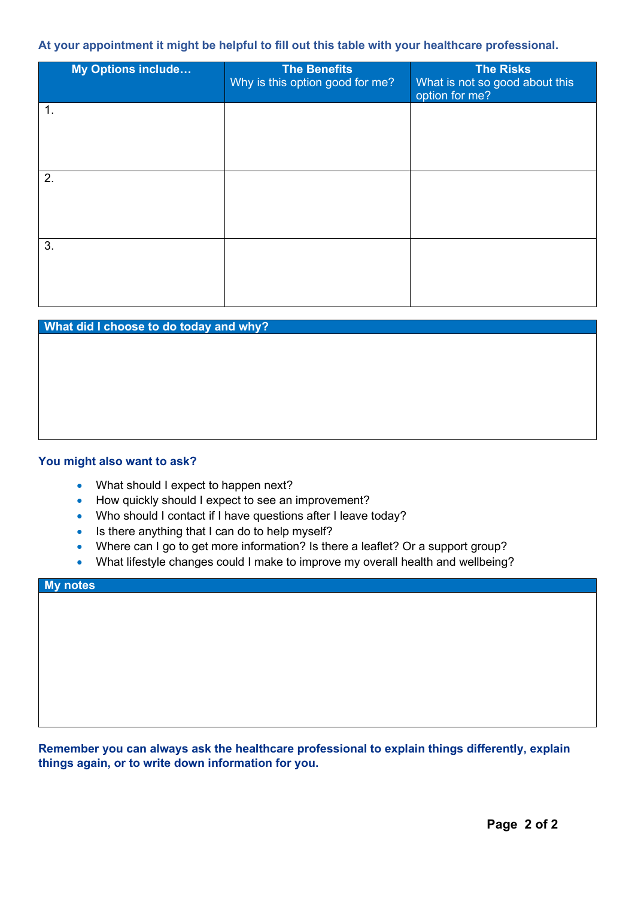**At your appointment it might be helpful to fill out this table with your healthcare professional.**

| My Options include… | The Benefits<br>Why is this option good for me? | The Risks<br>What is not so good about this option for me? |
|---|---|---|
| 1. | | |
| 2. | | |
| 3. | | |

| What did I choose to do today and why? |
|---|
| |

**You might also want to ask?**

- What should I expect to happen next?
- How quickly should I expect to see an improvement?
- Who should I contact if I have questions after I leave today?
- Is there anything that I can do to help myself?
- Where can I go to get more information? Is there a leaflet? Or a support group?
- What lifestyle changes could I make to improve my overall health and wellbeing?

| My notes |
|---|
| |

**Remember you can always ask the healthcare professional to explain things differently, explain things again, or to write down information for you.**